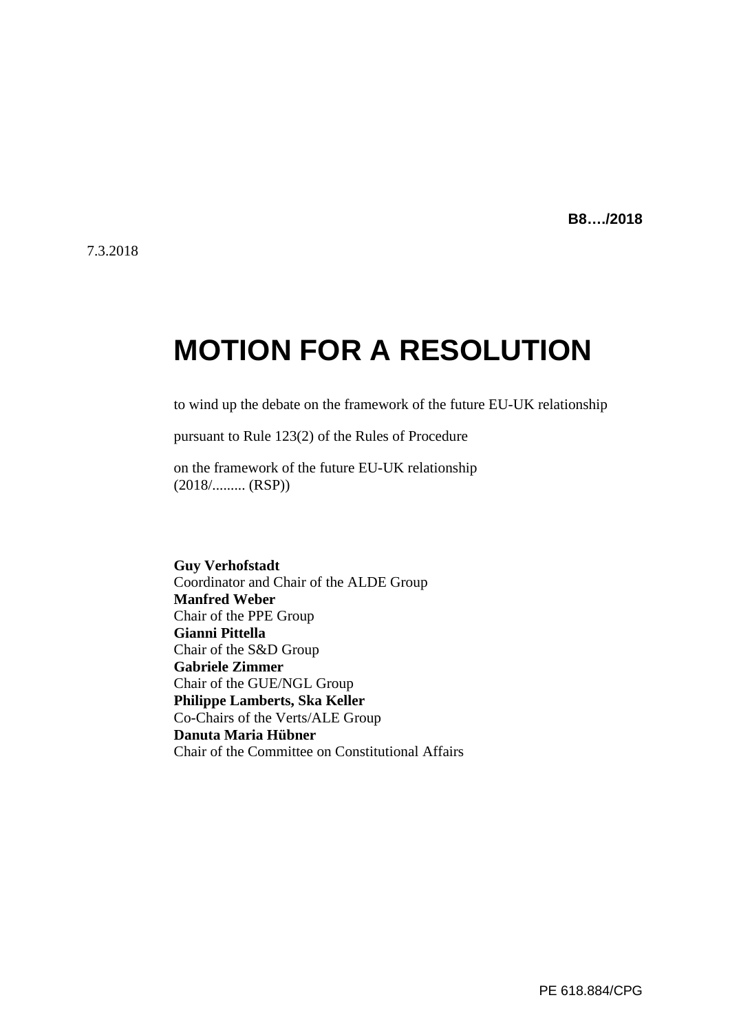**B8…./2018**

7.3.2018

# MOTION FOR A RESOLUTION

to wind up the debate on the framework of the future EU-UK relationship

pursuant to Rule 123(2) of the Rules of Procedure

on the framework of the future EU-UK relationship
(2018/......... (RSP))

**Guy Verhofstadt**
Coordinator and Chair of the ALDE Group
**Manfred Weber**
Chair of the PPE Group
**Gianni Pittella**
Chair of the S&D Group
**Gabriele Zimmer**
Chair of the GUE/NGL Group
**Philippe Lamberts, Ska Keller**
Co-Chairs of the Verts/ALE Group
**Danuta Maria Hübner**
Chair of the Committee on Constitutional Affairs

PE 618.884/CPG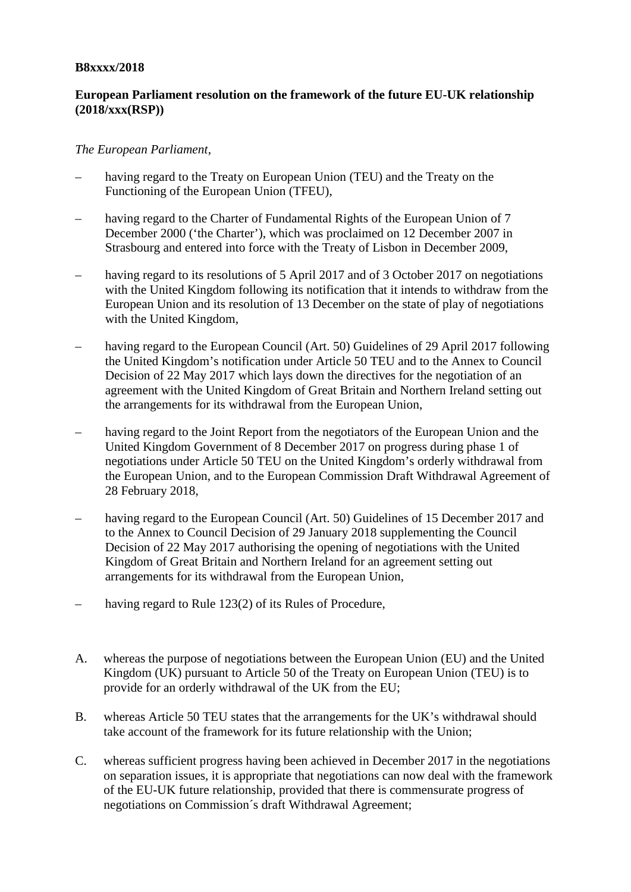**B8xxxx/2018**

**European Parliament resolution on the framework of the future EU-UK relationship (2018/xxx(RSP))**

*The European Parliament*,

– having regard to the Treaty on European Union (TEU) and the Treaty on the Functioning of the European Union (TFEU),

– having regard to the Charter of Fundamental Rights of the European Union of 7 December 2000 ('the Charter'), which was proclaimed on 12 December 2007 in Strasbourg and entered into force with the Treaty of Lisbon in December 2009,

– having regard to its resolutions of 5 April 2017 and of 3 October 2017 on negotiations with the United Kingdom following its notification that it intends to withdraw from the European Union and its resolution of 13 December on the state of play of negotiations with the United Kingdom,

– having regard to the European Council (Art. 50) Guidelines of 29 April 2017 following the United Kingdom's notification under Article 50 TEU and to the Annex to Council Decision of 22 May 2017 which lays down the directives for the negotiation of an agreement with the United Kingdom of Great Britain and Northern Ireland setting out the arrangements for its withdrawal from the European Union,

– having regard to the Joint Report from the negotiators of the European Union and the United Kingdom Government of 8 December 2017 on progress during phase 1 of negotiations under Article 50 TEU on the United Kingdom's orderly withdrawal from the European Union, and to the European Commission Draft Withdrawal Agreement of 28 February 2018,

– having regard to the European Council (Art. 50) Guidelines of 15 December 2017 and to the Annex to Council Decision of 29 January 2018 supplementing the Council Decision of 22 May 2017 authorising the opening of negotiations with the United Kingdom of Great Britain and Northern Ireland for an agreement setting out arrangements for its withdrawal from the European Union,

– having regard to Rule 123(2) of its Rules of Procedure,

A. whereas the purpose of negotiations between the European Union (EU) and the United Kingdom (UK) pursuant to Article 50 of the Treaty on European Union (TEU) is to provide for an orderly withdrawal of the UK from the EU;

B. whereas Article 50 TEU states that the arrangements for the UK's withdrawal should take account of the framework for its future relationship with the Union;

C. whereas sufficient progress having been achieved in December 2017 in the negotiations on separation issues, it is appropriate that negotiations can now deal with the framework of the EU-UK future relationship, provided that there is commensurate progress of negotiations on Commission´s draft Withdrawal Agreement;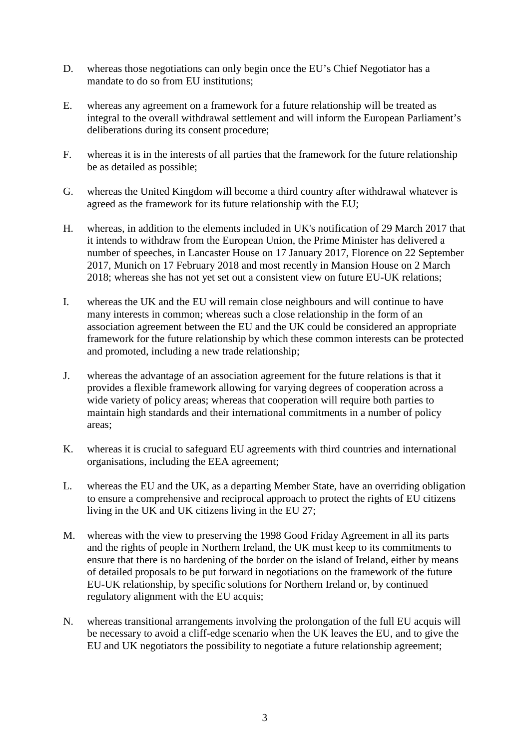D. whereas those negotiations can only begin once the EU's Chief Negotiator has a mandate to do so from EU institutions;

E. whereas any agreement on a framework for a future relationship will be treated as integral to the overall withdrawal settlement and will inform the European Parliament's deliberations during its consent procedure;

F. whereas it is in the interests of all parties that the framework for the future relationship be as detailed as possible;

G. whereas the United Kingdom will become a third country after withdrawal whatever is agreed as the framework for its future relationship with the EU;

H. whereas, in addition to the elements included in UK's notification of 29 March 2017 that it intends to withdraw from the European Union, the Prime Minister has delivered a number of speeches, in Lancaster House on 17 January 2017, Florence on 22 September 2017, Munich on 17 February 2018 and most recently in Mansion House on 2 March 2018; whereas she has not yet set out a consistent view on future EU-UK relations;

I. whereas the UK and the EU will remain close neighbours and will continue to have many interests in common; whereas such a close relationship in the form of an association agreement between the EU and the UK could be considered an appropriate framework for the future relationship by which these common interests can be protected and promoted, including a new trade relationship;

J. whereas the advantage of an association agreement for the future relations is that it provides a flexible framework allowing for varying degrees of cooperation across a wide variety of policy areas; whereas that cooperation will require both parties to maintain high standards and their international commitments in a number of policy areas;

K. whereas it is crucial to safeguard EU agreements with third countries and international organisations, including the EEA agreement;

L. whereas the EU and the UK, as a departing Member State, have an overriding obligation to ensure a comprehensive and reciprocal approach to protect the rights of EU citizens living in the UK and UK citizens living in the EU 27;

M. whereas with the view to preserving the 1998 Good Friday Agreement in all its parts and the rights of people in Northern Ireland, the UK must keep to its commitments to ensure that there is no hardening of the border on the island of Ireland, either by means of detailed proposals to be put forward in negotiations on the framework of the future EU-UK relationship, by specific solutions for Northern Ireland or, by continued regulatory alignment with the EU acquis;

N. whereas transitional arrangements involving the prolongation of the full EU acquis will be necessary to avoid a cliff-edge scenario when the UK leaves the EU, and to give the EU and UK negotiators the possibility to negotiate a future relationship agreement;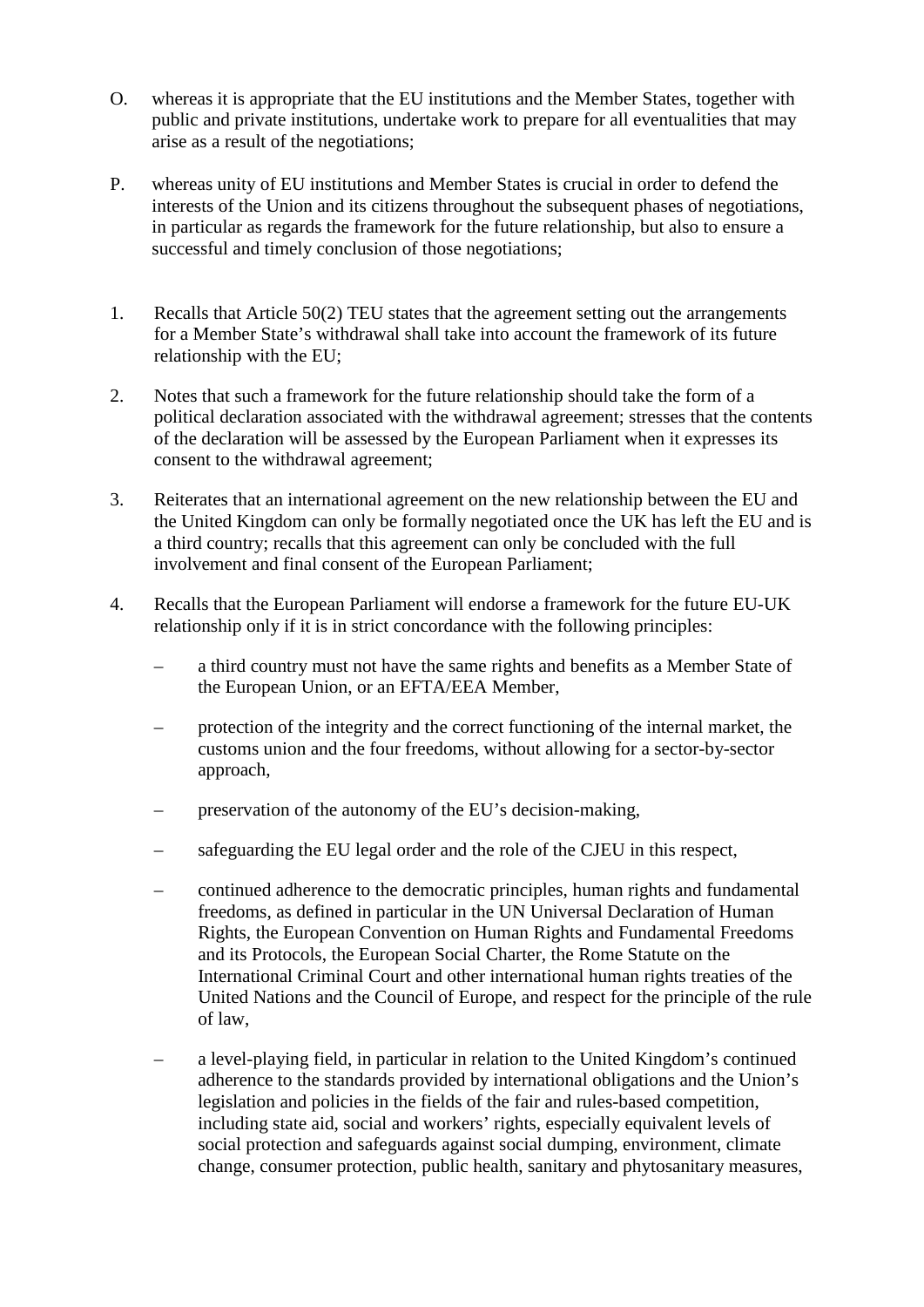O. whereas it is appropriate that the EU institutions and the Member States, together with public and private institutions, undertake work to prepare for all eventualities that may arise as a result of the negotiations;

P. whereas unity of EU institutions and Member States is crucial in order to defend the interests of the Union and its citizens throughout the subsequent phases of negotiations, in particular as regards the framework for the future relationship, but also to ensure a successful and timely conclusion of those negotiations;

1. Recalls that Article 50(2) TEU states that the agreement setting out the arrangements for a Member State's withdrawal shall take into account the framework of its future relationship with the EU;

2. Notes that such a framework for the future relationship should take the form of a political declaration associated with the withdrawal agreement; stresses that the contents of the declaration will be assessed by the European Parliament when it expresses its consent to the withdrawal agreement;

3. Reiterates that an international agreement on the new relationship between the EU and the United Kingdom can only be formally negotiated once the UK has left the EU and is a third country; recalls that this agreement can only be concluded with the full involvement and final consent of the European Parliament;

4. Recalls that the European Parliament will endorse a framework for the future EU-UK relationship only if it is in strict concordance with the following principles:

   – a third country must not have the same rights and benefits as a Member State of the European Union, or an EFTA/EEA Member,

   – protection of the integrity and the correct functioning of the internal market, the customs union and the four freedoms, without allowing for a sector-by-sector approach,

   – preservation of the autonomy of the EU's decision-making,

   – safeguarding the EU legal order and the role of the CJEU in this respect,

   – continued adherence to the democratic principles, human rights and fundamental freedoms, as defined in particular in the UN Universal Declaration of Human Rights, the European Convention on Human Rights and Fundamental Freedoms and its Protocols, the European Social Charter, the Rome Statute on the International Criminal Court and other international human rights treaties of the United Nations and the Council of Europe, and respect for the principle of the rule of law,

   – a level-playing field, in particular in relation to the United Kingdom's continued adherence to the standards provided by international obligations and the Union's legislation and policies in the fields of the fair and rules-based competition, including state aid, social and workers' rights, especially equivalent levels of social protection and safeguards against social dumping, environment, climate change, consumer protection, public health, sanitary and phytosanitary measures,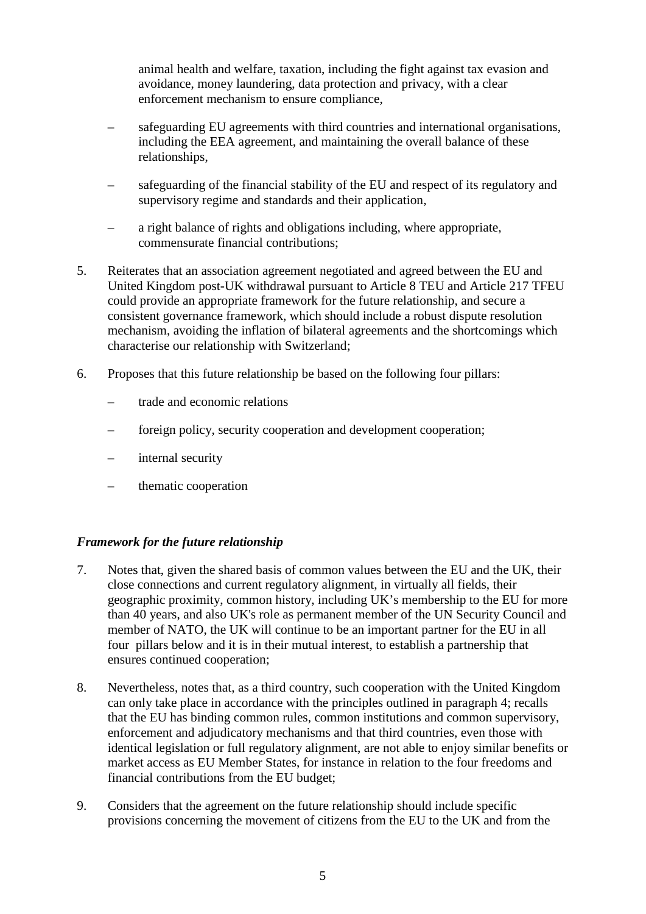animal health and welfare, taxation, including the fight against tax evasion and avoidance, money laundering, data protection and privacy, with a clear enforcement mechanism to ensure compliance,

– safeguarding EU agreements with third countries and international organisations, including the EEA agreement, and maintaining the overall balance of these relationships,

– safeguarding of the financial stability of the EU and respect of its regulatory and supervisory regime and standards and their application,

– a right balance of rights and obligations including, where appropriate, commensurate financial contributions;

5. Reiterates that an association agreement negotiated and agreed between the EU and United Kingdom post-UK withdrawal pursuant to Article 8 TEU and Article 217 TFEU could provide an appropriate framework for the future relationship, and secure a consistent governance framework, which should include a robust dispute resolution mechanism, avoiding the inflation of bilateral agreements and the shortcomings which characterise our relationship with Switzerland;

6. Proposes that this future relationship be based on the following four pillars:

   – trade and economic relations

   – foreign policy, security cooperation and development cooperation;

   – internal security

   – thematic cooperation

### *Framework for the future relationship*

7. Notes that, given the shared basis of common values between the EU and the UK, their close connections and current regulatory alignment, in virtually all fields, their geographic proximity, common history, including UK's membership to the EU for more than 40 years, and also UK's role as permanent member of the UN Security Council and member of NATO, the UK will continue to be an important partner for the EU in all four pillars below and it is in their mutual interest, to establish a partnership that ensures continued cooperation;

8. Nevertheless, notes that, as a third country, such cooperation with the United Kingdom can only take place in accordance with the principles outlined in paragraph 4; recalls that the EU has binding common rules, common institutions and common supervisory, enforcement and adjudicatory mechanisms and that third countries, even those with identical legislation or full regulatory alignment, are not able to enjoy similar benefits or market access as EU Member States, for instance in relation to the four freedoms and financial contributions from the EU budget;

9. Considers that the agreement on the future relationship should include specific provisions concerning the movement of citizens from the EU to the UK and from the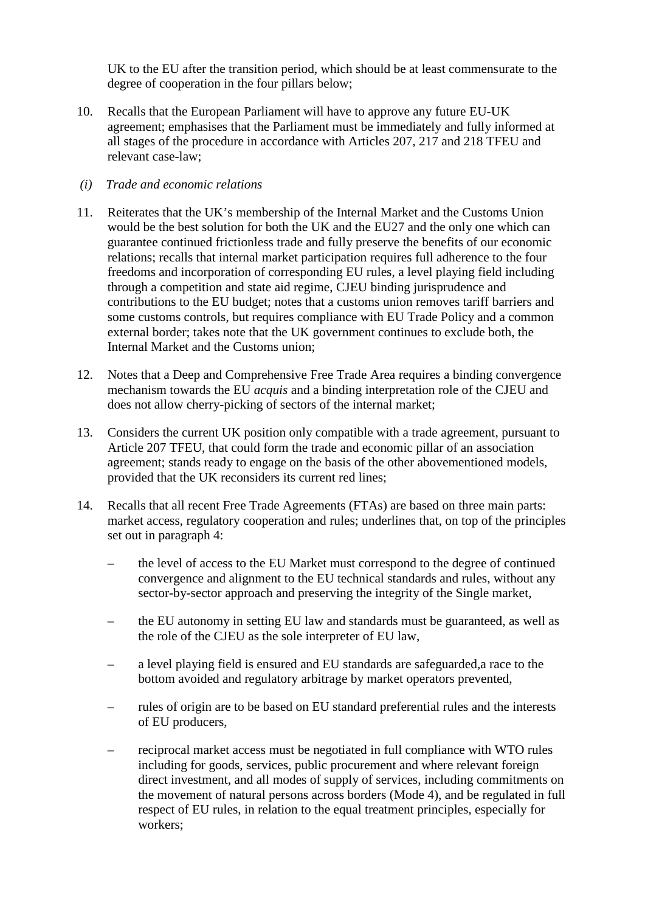UK to the EU after the transition period, which should be at least commensurate to the degree of cooperation in the four pillars below;

10. Recalls that the European Parliament will have to approve any future EU-UK agreement; emphasises that the Parliament must be immediately and fully informed at all stages of the procedure in accordance with Articles 207, 217 and 218 TFEU and relevant case-law;

*(i) Trade and economic relations*

11. Reiterates that the UK's membership of the Internal Market and the Customs Union would be the best solution for both the UK and the EU27 and the only one which can guarantee continued frictionless trade and fully preserve the benefits of our economic relations; recalls that internal market participation requires full adherence to the four freedoms and incorporation of corresponding EU rules, a level playing field including through a competition and state aid regime, CJEU binding jurisprudence and contributions to the EU budget; notes that a customs union removes tariff barriers and some customs controls, but requires compliance with EU Trade Policy and a common external border; takes note that the UK government continues to exclude both, the Internal Market and the Customs union;

12. Notes that a Deep and Comprehensive Free Trade Area requires a binding convergence mechanism towards the EU *acquis* and a binding interpretation role of the CJEU and does not allow cherry-picking of sectors of the internal market;

13. Considers the current UK position only compatible with a trade agreement, pursuant to Article 207 TFEU, that could form the trade and economic pillar of an association agreement; stands ready to engage on the basis of the other abovementioned models, provided that the UK reconsiders its current red lines;

14. Recalls that all recent Free Trade Agreements (FTAs) are based on three main parts: market access, regulatory cooperation and rules; underlines that, on top of the principles set out in paragraph 4:

    – the level of access to the EU Market must correspond to the degree of continued convergence and alignment to the EU technical standards and rules, without any sector-by-sector approach and preserving the integrity of the Single market,

    – the EU autonomy in setting EU law and standards must be guaranteed, as well as the role of the CJEU as the sole interpreter of EU law,

    – a level playing field is ensured and EU standards are safeguarded,a race to the bottom avoided and regulatory arbitrage by market operators prevented,

    – rules of origin are to be based on EU standard preferential rules and the interests of EU producers,

    – reciprocal market access must be negotiated in full compliance with WTO rules including for goods, services, public procurement and where relevant foreign direct investment, and all modes of supply of services, including commitments on the movement of natural persons across borders (Mode 4), and be regulated in full respect of EU rules, in relation to the equal treatment principles, especially for workers;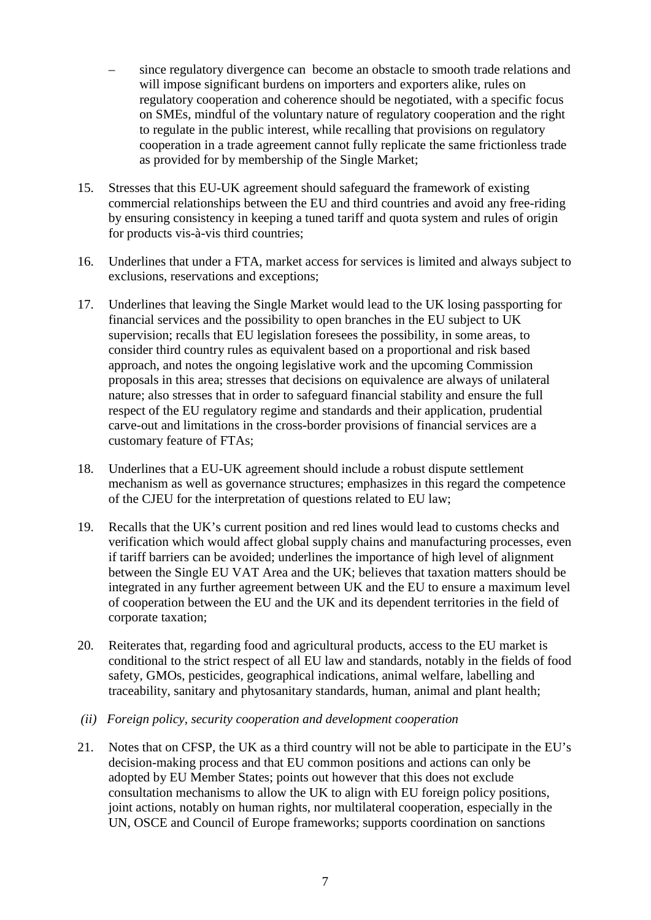– since regulatory divergence can become an obstacle to smooth trade relations and will impose significant burdens on importers and exporters alike, rules on regulatory cooperation and coherence should be negotiated, with a specific focus on SMEs, mindful of the voluntary nature of regulatory cooperation and the right to regulate in the public interest, while recalling that provisions on regulatory cooperation in a trade agreement cannot fully replicate the same frictionless trade as provided for by membership of the Single Market;

15. Stresses that this EU-UK agreement should safeguard the framework of existing commercial relationships between the EU and third countries and avoid any free-riding by ensuring consistency in keeping a tuned tariff and quota system and rules of origin for products vis-à-vis third countries;

16. Underlines that under a FTA, market access for services is limited and always subject to exclusions, reservations and exceptions;

17. Underlines that leaving the Single Market would lead to the UK losing passporting for financial services and the possibility to open branches in the EU subject to UK supervision; recalls that EU legislation foresees the possibility, in some areas, to consider third country rules as equivalent based on a proportional and risk based approach, and notes the ongoing legislative work and the upcoming Commission proposals in this area; stresses that decisions on equivalence are always of unilateral nature; also stresses that in order to safeguard financial stability and ensure the full respect of the EU regulatory regime and standards and their application, prudential carve-out and limitations in the cross-border provisions of financial services are a customary feature of FTAs;

18. Underlines that a EU-UK agreement should include a robust dispute settlement mechanism as well as governance structures; emphasizes in this regard the competence of the CJEU for the interpretation of questions related to EU law;

19. Recalls that the UK's current position and red lines would lead to customs checks and verification which would affect global supply chains and manufacturing processes, even if tariff barriers can be avoided; underlines the importance of high level of alignment between the Single EU VAT Area and the UK; believes that taxation matters should be integrated in any further agreement between UK and the EU to ensure a maximum level of cooperation between the EU and the UK and its dependent territories in the field of corporate taxation;

20. Reiterates that, regarding food and agricultural products, access to the EU market is conditional to the strict respect of all EU law and standards, notably in the fields of food safety, GMOs, pesticides, geographical indications, animal welfare, labelling and traceability, sanitary and phytosanitary standards, human, animal and plant health;

*(ii) Foreign policy, security cooperation and development cooperation*

21. Notes that on CFSP, the UK as a third country will not be able to participate in the EU's decision-making process and that EU common positions and actions can only be adopted by EU Member States; points out however that this does not exclude consultation mechanisms to allow the UK to align with EU foreign policy positions, joint actions, notably on human rights, nor multilateral cooperation, especially in the UN, OSCE and Council of Europe frameworks; supports coordination on sanctions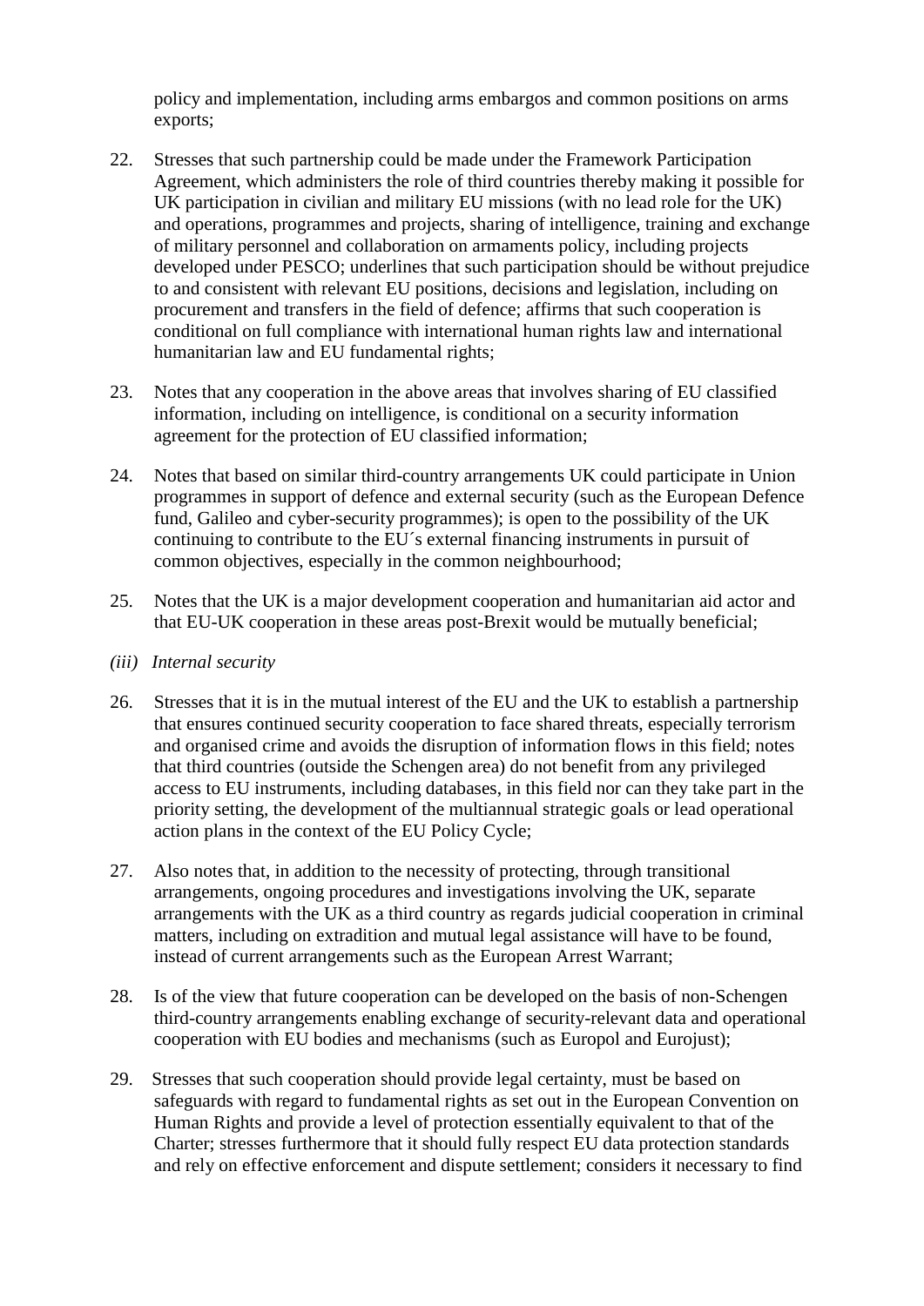policy and implementation, including arms embargos and common positions on arms exports;

22. Stresses that such partnership could be made under the Framework Participation Agreement, which administers the role of third countries thereby making it possible for UK participation in civilian and military EU missions (with no lead role for the UK) and operations, programmes and projects, sharing of intelligence, training and exchange of military personnel and collaboration on armaments policy, including projects developed under PESCO; underlines that such participation should be without prejudice to and consistent with relevant EU positions, decisions and legislation, including on procurement and transfers in the field of defence; affirms that such cooperation is conditional on full compliance with international human rights law and international humanitarian law and EU fundamental rights;

23. Notes that any cooperation in the above areas that involves sharing of EU classified information, including on intelligence, is conditional on a security information agreement for the protection of EU classified information;

24. Notes that based on similar third-country arrangements UK could participate in Union programmes in support of defence and external security (such as the European Defence fund, Galileo and cyber-security programmes); is open to the possibility of the UK continuing to contribute to the EU´s external financing instruments in pursuit of common objectives, especially in the common neighbourhood;

25. Notes that the UK is a major development cooperation and humanitarian aid actor and that EU-UK cooperation in these areas post-Brexit would be mutually beneficial;

*(iii) Internal security*

26. Stresses that it is in the mutual interest of the EU and the UK to establish a partnership that ensures continued security cooperation to face shared threats, especially terrorism and organised crime and avoids the disruption of information flows in this field; notes that third countries (outside the Schengen area) do not benefit from any privileged access to EU instruments, including databases, in this field nor can they take part in the priority setting, the development of the multiannual strategic goals or lead operational action plans in the context of the EU Policy Cycle;

27. Also notes that, in addition to the necessity of protecting, through transitional arrangements, ongoing procedures and investigations involving the UK, separate arrangements with the UK as a third country as regards judicial cooperation in criminal matters, including on extradition and mutual legal assistance will have to be found, instead of current arrangements such as the European Arrest Warrant;

28. Is of the view that future cooperation can be developed on the basis of non-Schengen third-country arrangements enabling exchange of security-relevant data and operational cooperation with EU bodies and mechanisms (such as Europol and Eurojust);

29. Stresses that such cooperation should provide legal certainty, must be based on safeguards with regard to fundamental rights as set out in the European Convention on Human Rights and provide a level of protection essentially equivalent to that of the Charter; stresses furthermore that it should fully respect EU data protection standards and rely on effective enforcement and dispute settlement; considers it necessary to find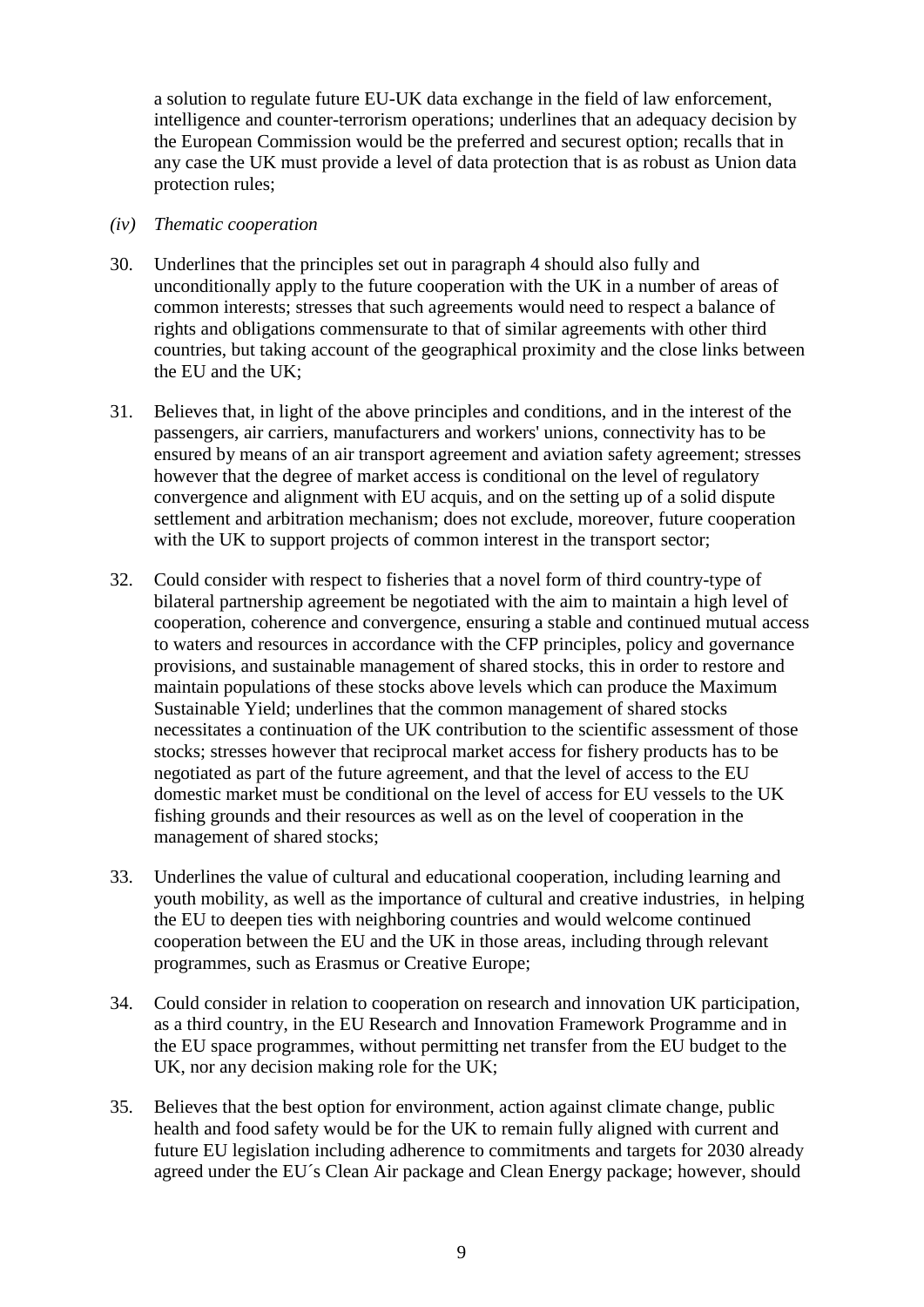a solution to regulate future EU-UK data exchange in the field of law enforcement, intelligence and counter-terrorism operations; underlines that an adequacy decision by the European Commission would be the preferred and securest option; recalls that in any case the UK must provide a level of data protection that is as robust as Union data protection rules;

*(iv) Thematic cooperation*

30. Underlines that the principles set out in paragraph 4 should also fully and unconditionally apply to the future cooperation with the UK in a number of areas of common interests; stresses that such agreements would need to respect a balance of rights and obligations commensurate to that of similar agreements with other third countries, but taking account of the geographical proximity and the close links between the EU and the UK;

31. Believes that, in light of the above principles and conditions, and in the interest of the passengers, air carriers, manufacturers and workers' unions, connectivity has to be ensured by means of an air transport agreement and aviation safety agreement; stresses however that the degree of market access is conditional on the level of regulatory convergence and alignment with EU acquis, and on the setting up of a solid dispute settlement and arbitration mechanism; does not exclude, moreover, future cooperation with the UK to support projects of common interest in the transport sector;

32. Could consider with respect to fisheries that a novel form of third country-type of bilateral partnership agreement be negotiated with the aim to maintain a high level of cooperation, coherence and convergence, ensuring a stable and continued mutual access to waters and resources in accordance with the CFP principles, policy and governance provisions, and sustainable management of shared stocks, this in order to restore and maintain populations of these stocks above levels which can produce the Maximum Sustainable Yield; underlines that the common management of shared stocks necessitates a continuation of the UK contribution to the scientific assessment of those stocks; stresses however that reciprocal market access for fishery products has to be negotiated as part of the future agreement, and that the level of access to the EU domestic market must be conditional on the level of access for EU vessels to the UK fishing grounds and their resources as well as on the level of cooperation in the management of shared stocks;

33. Underlines the value of cultural and educational cooperation, including learning and youth mobility, as well as the importance of cultural and creative industries, in helping the EU to deepen ties with neighboring countries and would welcome continued cooperation between the EU and the UK in those areas, including through relevant programmes, such as Erasmus or Creative Europe;

34. Could consider in relation to cooperation on research and innovation UK participation, as a third country, in the EU Research and Innovation Framework Programme and in the EU space programmes, without permitting net transfer from the EU budget to the UK, nor any decision making role for the UK;

35. Believes that the best option for environment, action against climate change, public health and food safety would be for the UK to remain fully aligned with current and future EU legislation including adherence to commitments and targets for 2030 already agreed under the EU´s Clean Air package and Clean Energy package; however, should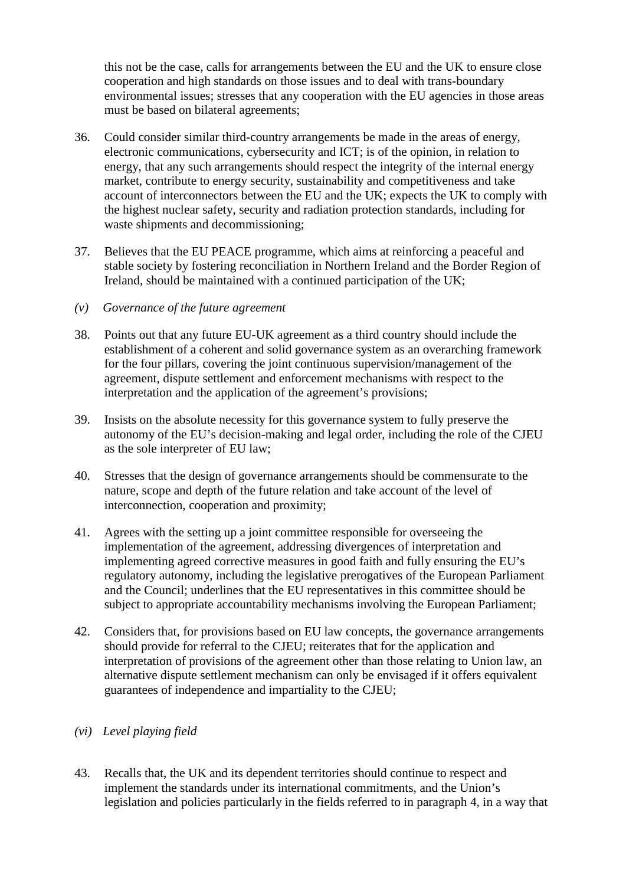this not be the case, calls for arrangements between the EU and the UK to ensure close cooperation and high standards on those issues and to deal with trans-boundary environmental issues; stresses that any cooperation with the EU agencies in those areas must be based on bilateral agreements;

36. Could consider similar third-country arrangements be made in the areas of energy, electronic communications, cybersecurity and ICT; is of the opinion, in relation to energy, that any such arrangements should respect the integrity of the internal energy market, contribute to energy security, sustainability and competitiveness and take account of interconnectors between the EU and the UK; expects the UK to comply with the highest nuclear safety, security and radiation protection standards, including for waste shipments and decommissioning;

37. Believes that the EU PEACE programme, which aims at reinforcing a peaceful and stable society by fostering reconciliation in Northern Ireland and the Border Region of Ireland, should be maintained with a continued participation of the UK;

*(v) Governance of the future agreement*

38. Points out that any future EU-UK agreement as a third country should include the establishment of a coherent and solid governance system as an overarching framework for the four pillars, covering the joint continuous supervision/management of the agreement, dispute settlement and enforcement mechanisms with respect to the interpretation and the application of the agreement's provisions;

39. Insists on the absolute necessity for this governance system to fully preserve the autonomy of the EU's decision-making and legal order, including the role of the CJEU as the sole interpreter of EU law;

40. Stresses that the design of governance arrangements should be commensurate to the nature, scope and depth of the future relation and take account of the level of interconnection, cooperation and proximity;

41. Agrees with the setting up a joint committee responsible for overseeing the implementation of the agreement, addressing divergences of interpretation and implementing agreed corrective measures in good faith and fully ensuring the EU's regulatory autonomy, including the legislative prerogatives of the European Parliament and the Council; underlines that the EU representatives in this committee should be subject to appropriate accountability mechanisms involving the European Parliament;

42. Considers that, for provisions based on EU law concepts, the governance arrangements should provide for referral to the CJEU; reiterates that for the application and interpretation of provisions of the agreement other than those relating to Union law, an alternative dispute settlement mechanism can only be envisaged if it offers equivalent guarantees of independence and impartiality to the CJEU;

*(vi) Level playing field*

43. Recalls that, the UK and its dependent territories should continue to respect and implement the standards under its international commitments, and the Union's legislation and policies particularly in the fields referred to in paragraph 4, in a way that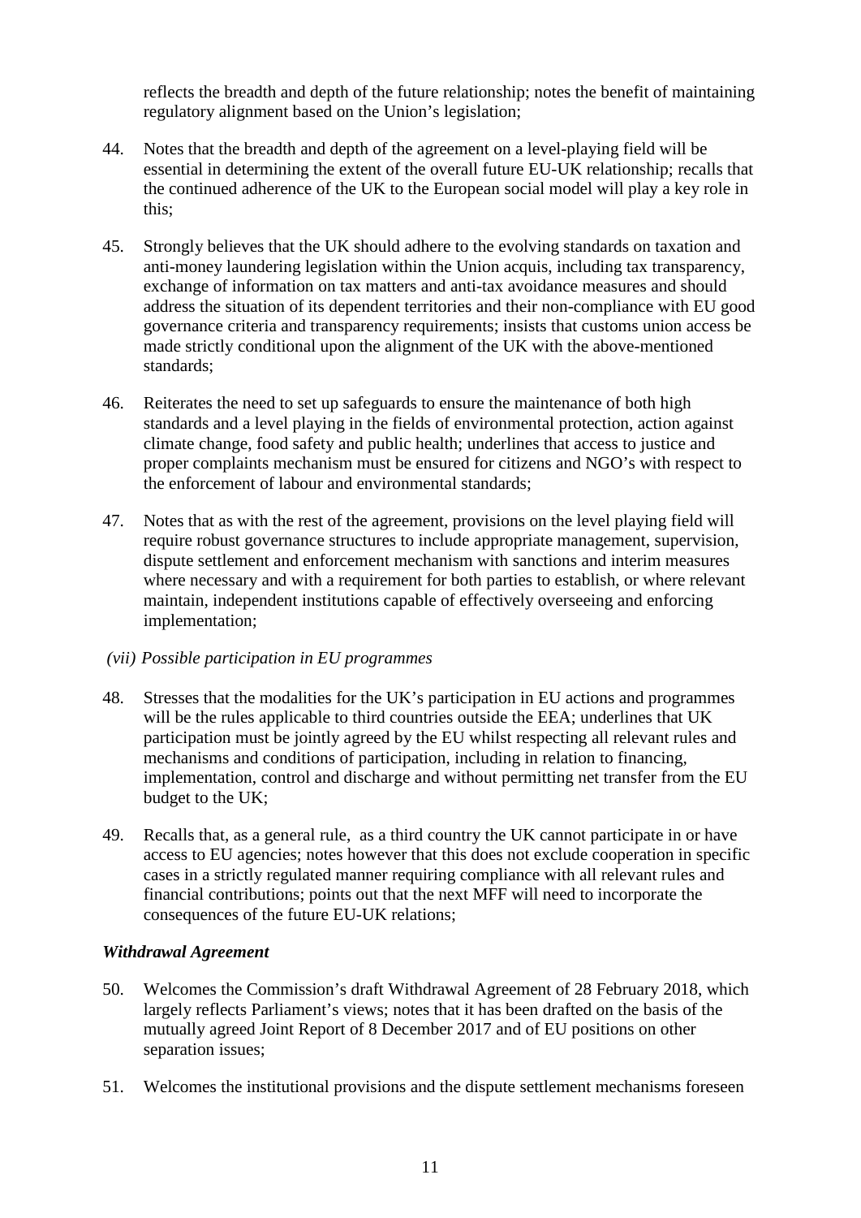reflects the breadth and depth of the future relationship; notes the benefit of maintaining regulatory alignment based on the Union's legislation;

44. Notes that the breadth and depth of the agreement on a level-playing field will be essential in determining the extent of the overall future EU-UK relationship; recalls that the continued adherence of the UK to the European social model will play a key role in this;

45. Strongly believes that the UK should adhere to the evolving standards on taxation and anti-money laundering legislation within the Union acquis, including tax transparency, exchange of information on tax matters and anti-tax avoidance measures and should address the situation of its dependent territories and their non-compliance with EU good governance criteria and transparency requirements; insists that customs union access be made strictly conditional upon the alignment of the UK with the above-mentioned standards;

46. Reiterates the need to set up safeguards to ensure the maintenance of both high standards and a level playing in the fields of environmental protection, action against climate change, food safety and public health; underlines that access to justice and proper complaints mechanism must be ensured for citizens and NGO's with respect to the enforcement of labour and environmental standards;

47. Notes that as with the rest of the agreement, provisions on the level playing field will require robust governance structures to include appropriate management, supervision, dispute settlement and enforcement mechanism with sanctions and interim measures where necessary and with a requirement for both parties to establish, or where relevant maintain, independent institutions capable of effectively overseeing and enforcing implementation;

*(vii) Possible participation in EU programmes*

48. Stresses that the modalities for the UK's participation in EU actions and programmes will be the rules applicable to third countries outside the EEA; underlines that UK participation must be jointly agreed by the EU whilst respecting all relevant rules and mechanisms and conditions of participation, including in relation to financing, implementation, control and discharge and without permitting net transfer from the EU budget to the UK;

49. Recalls that, as a general rule, as a third country the UK cannot participate in or have access to EU agencies; notes however that this does not exclude cooperation in specific cases in a strictly regulated manner requiring compliance with all relevant rules and financial contributions; points out that the next MFF will need to incorporate the consequences of the future EU-UK relations;

***Withdrawal Agreement***

50. Welcomes the Commission's draft Withdrawal Agreement of 28 February 2018, which largely reflects Parliament's views; notes that it has been drafted on the basis of the mutually agreed Joint Report of 8 December 2017 and of EU positions on other separation issues;

51. Welcomes the institutional provisions and the dispute settlement mechanisms foreseen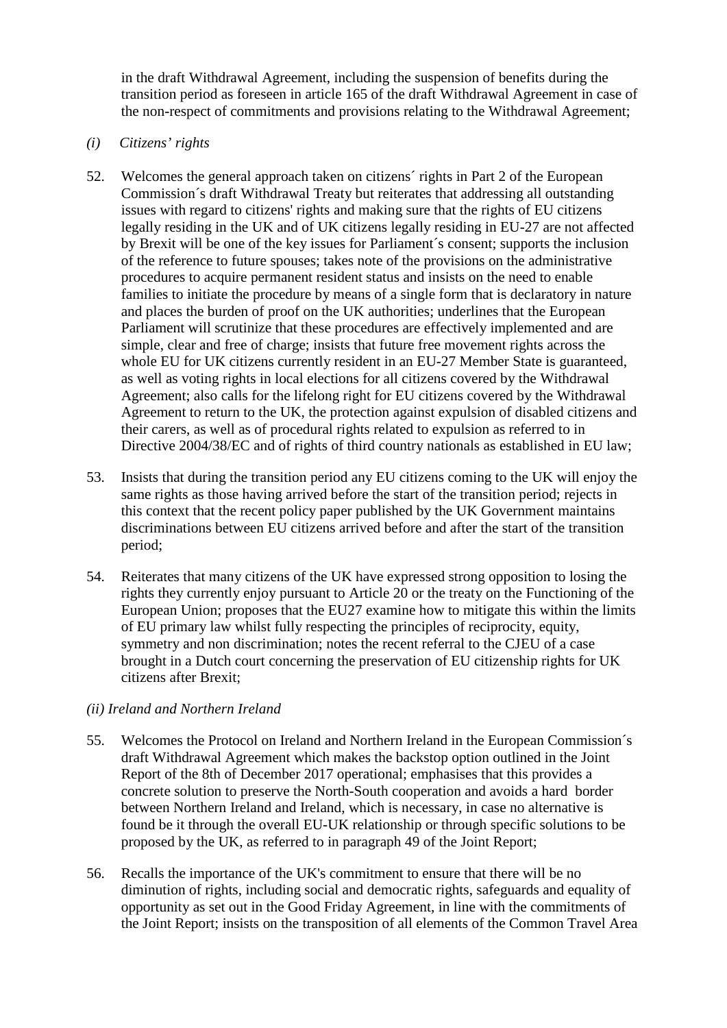in the draft Withdrawal Agreement, including the suspension of benefits during the transition period as foreseen in article 165 of the draft Withdrawal Agreement in case of the non-respect of commitments and provisions relating to the Withdrawal Agreement;

*(i) Citizens' rights*

52. Welcomes the general approach taken on citizens´ rights in Part 2 of the European Commission´s draft Withdrawal Treaty but reiterates that addressing all outstanding issues with regard to citizens' rights and making sure that the rights of EU citizens legally residing in the UK and of UK citizens legally residing in EU-27 are not affected by Brexit will be one of the key issues for Parliament´s consent; supports the inclusion of the reference to future spouses; takes note of the provisions on the administrative procedures to acquire permanent resident status and insists on the need to enable families to initiate the procedure by means of a single form that is declaratory in nature and places the burden of proof on the UK authorities; underlines that the European Parliament will scrutinize that these procedures are effectively implemented and are simple, clear and free of charge; insists that future free movement rights across the whole EU for UK citizens currently resident in an EU-27 Member State is guaranteed, as well as voting rights in local elections for all citizens covered by the Withdrawal Agreement; also calls for the lifelong right for EU citizens covered by the Withdrawal Agreement to return to the UK, the protection against expulsion of disabled citizens and their carers, as well as of procedural rights related to expulsion as referred to in Directive 2004/38/EC and of rights of third country nationals as established in EU law;

53. Insists that during the transition period any EU citizens coming to the UK will enjoy the same rights as those having arrived before the start of the transition period; rejects in this context that the recent policy paper published by the UK Government maintains discriminations between EU citizens arrived before and after the start of the transition period;

54. Reiterates that many citizens of the UK have expressed strong opposition to losing the rights they currently enjoy pursuant to Article 20 or the treaty on the Functioning of the European Union; proposes that the EU27 examine how to mitigate this within the limits of EU primary law whilst fully respecting the principles of reciprocity, equity, symmetry and non discrimination; notes the recent referral to the CJEU of a case brought in a Dutch court concerning the preservation of EU citizenship rights for UK citizens after Brexit;

*(ii) Ireland and Northern Ireland*

55. Welcomes the Protocol on Ireland and Northern Ireland in the European Commission´s draft Withdrawal Agreement which makes the backstop option outlined in the Joint Report of the 8th of December 2017 operational; emphasises that this provides a concrete solution to preserve the North-South cooperation and avoids a hard border between Northern Ireland and Ireland, which is necessary, in case no alternative is found be it through the overall EU-UK relationship or through specific solutions to be proposed by the UK, as referred to in paragraph 49 of the Joint Report;

56. Recalls the importance of the UK's commitment to ensure that there will be no diminution of rights, including social and democratic rights, safeguards and equality of opportunity as set out in the Good Friday Agreement, in line with the commitments of the Joint Report; insists on the transposition of all elements of the Common Travel Area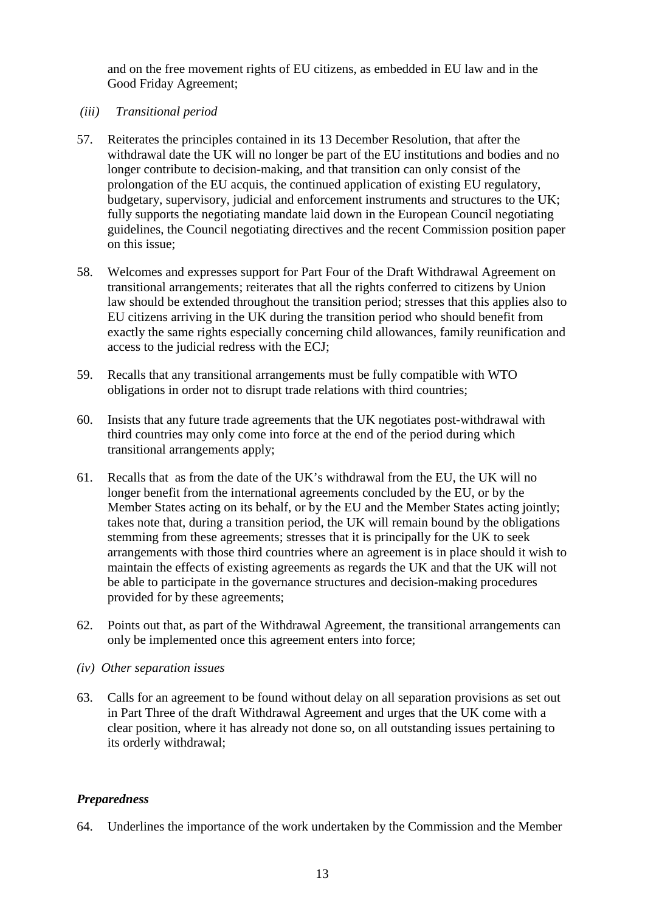and on the free movement rights of EU citizens, as embedded in EU law and in the Good Friday Agreement;

*(iii) Transitional period*

57. Reiterates the principles contained in its 13 December Resolution, that after the withdrawal date the UK will no longer be part of the EU institutions and bodies and no longer contribute to decision-making, and that transition can only consist of the prolongation of the EU acquis, the continued application of existing EU regulatory, budgetary, supervisory, judicial and enforcement instruments and structures to the UK; fully supports the negotiating mandate laid down in the European Council negotiating guidelines, the Council negotiating directives and the recent Commission position paper on this issue;

58. Welcomes and expresses support for Part Four of the Draft Withdrawal Agreement on transitional arrangements; reiterates that all the rights conferred to citizens by Union law should be extended throughout the transition period; stresses that this applies also to EU citizens arriving in the UK during the transition period who should benefit from exactly the same rights especially concerning child allowances, family reunification and access to the judicial redress with the ECJ;

59. Recalls that any transitional arrangements must be fully compatible with WTO obligations in order not to disrupt trade relations with third countries;

60. Insists that any future trade agreements that the UK negotiates post-withdrawal with third countries may only come into force at the end of the period during which transitional arrangements apply;

61. Recalls that as from the date of the UK's withdrawal from the EU, the UK will no longer benefit from the international agreements concluded by the EU, or by the Member States acting on its behalf, or by the EU and the Member States acting jointly; takes note that, during a transition period, the UK will remain bound by the obligations stemming from these agreements; stresses that it is principally for the UK to seek arrangements with those third countries where an agreement is in place should it wish to maintain the effects of existing agreements as regards the UK and that the UK will not be able to participate in the governance structures and decision-making procedures provided for by these agreements;

62. Points out that, as part of the Withdrawal Agreement, the transitional arrangements can only be implemented once this agreement enters into force;

*(iv) Other separation issues*

63. Calls for an agreement to be found without delay on all separation provisions as set out in Part Three of the draft Withdrawal Agreement and urges that the UK come with a clear position, where it has already not done so, on all outstanding issues pertaining to its orderly withdrawal;

***Preparedness***

64. Underlines the importance of the work undertaken by the Commission and the Member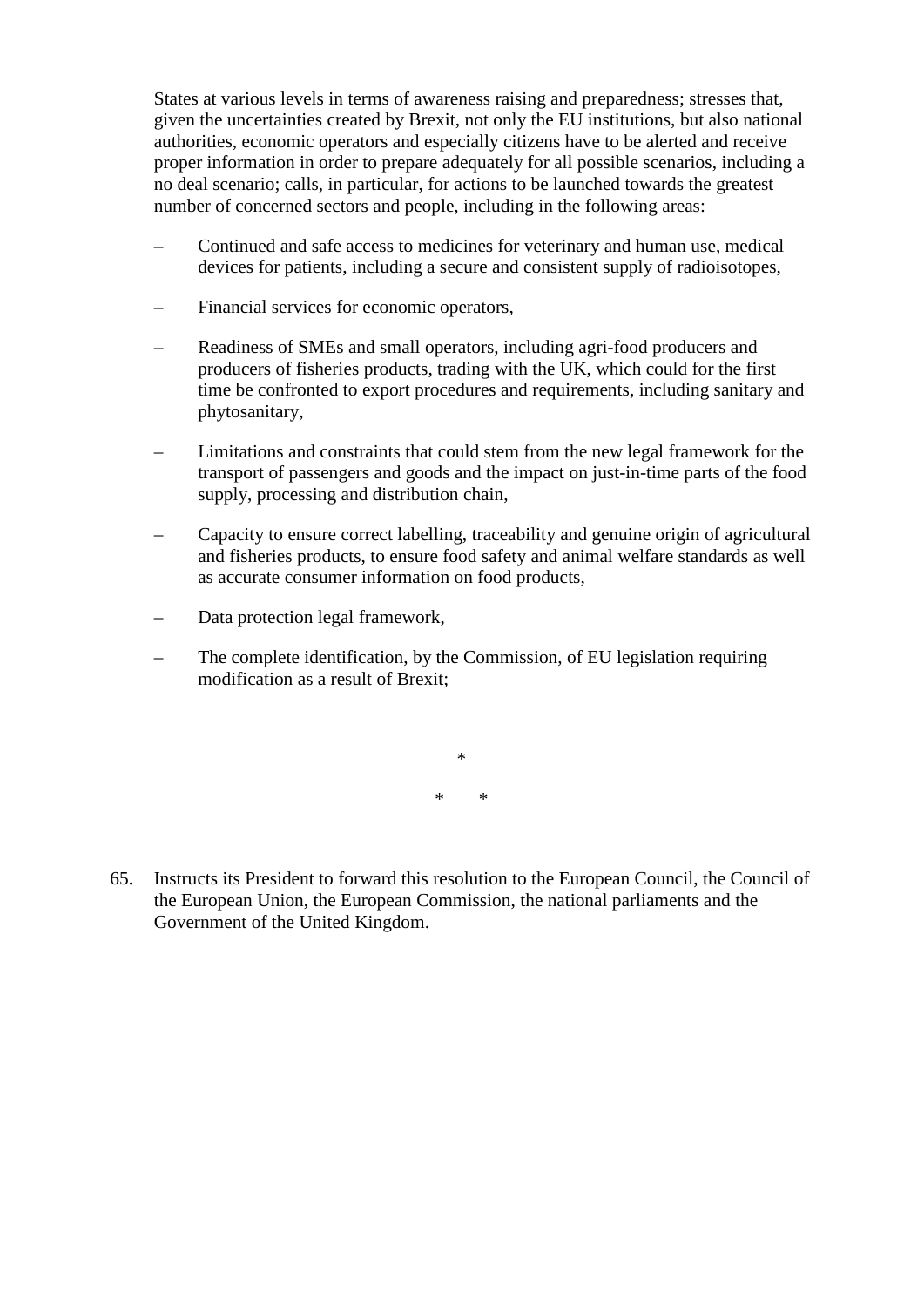States at various levels in terms of awareness raising and preparedness; stresses that, given the uncertainties created by Brexit, not only the EU institutions, but also national authorities, economic operators and especially citizens have to be alerted and receive proper information in order to prepare adequately for all possible scenarios, including a no deal scenario; calls, in particular, for actions to be launched towards the greatest number of concerned sectors and people, including in the following areas:

– Continued and safe access to medicines for veterinary and human use, medical devices for patients, including a secure and consistent supply of radioisotopes,

– Financial services for economic operators,

– Readiness of SMEs and small operators, including agri-food producers and producers of fisheries products, trading with the UK, which could for the first time be confronted to export procedures and requirements, including sanitary and phytosanitary,

– Limitations and constraints that could stem from the new legal framework for the transport of passengers and goods and the impact on just-in-time parts of the food supply, processing and distribution chain,

– Capacity to ensure correct labelling, traceability and genuine origin of agricultural and fisheries products, to ensure food safety and animal welfare standards as well as accurate consumer information on food products,

– Data protection legal framework,

– The complete identification, by the Commission, of EU legislation requiring modification as a result of Brexit;

*

\*   *

65. Instructs its President to forward this resolution to the European Council, the Council of the European Union, the European Commission, the national parliaments and the Government of the United Kingdom.